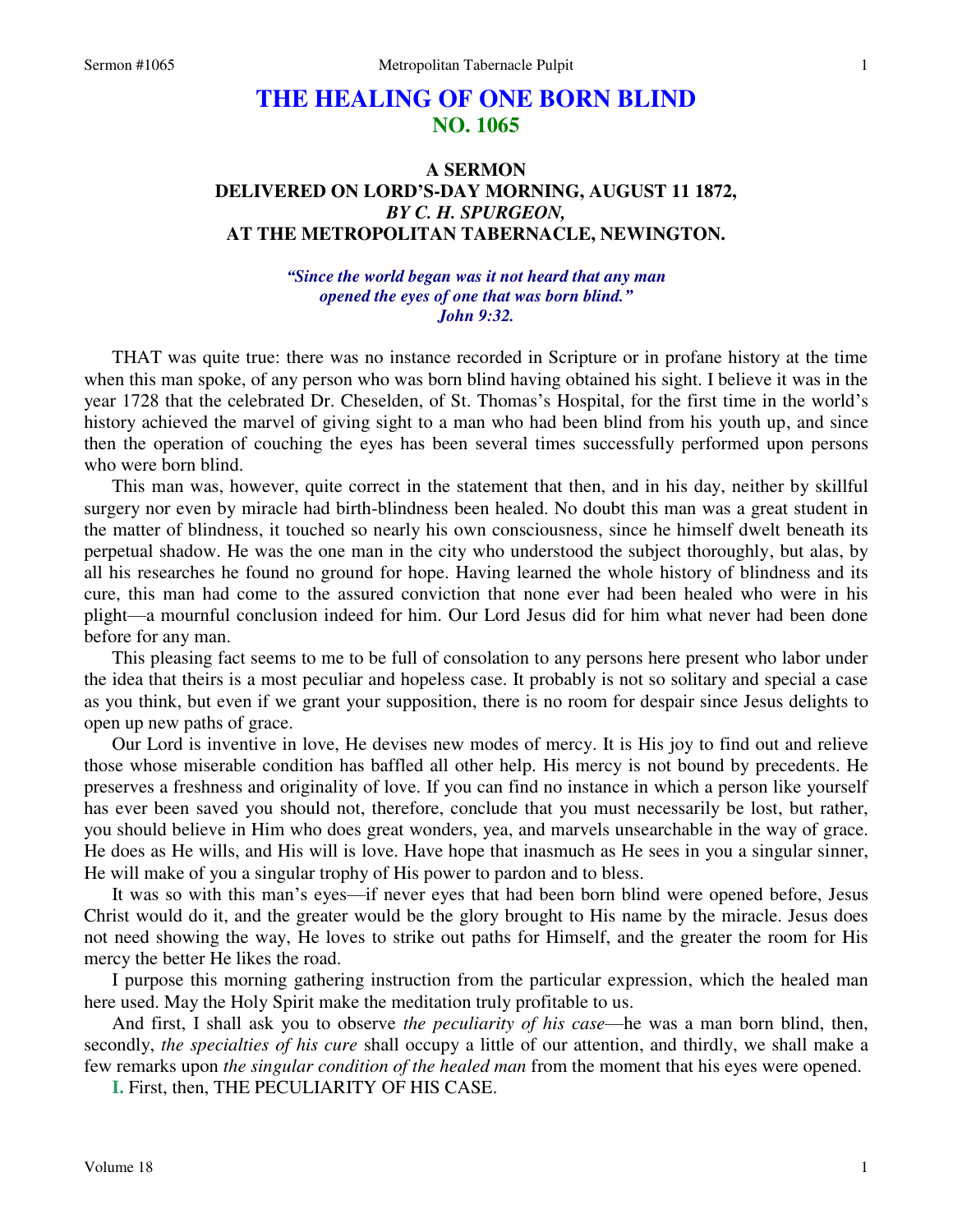# THE HEALING OF ONE BORN BLIND
## NO. 1065

### A SERMON
### DELIVERED ON LORD'S-DAY MORNING, AUGUST 11 1872,
### *BY C. H. SPURGEON,*
### AT THE METROPOLITAN TABERNACLE, NEWINGTON.

*"Since the world began was it not heard that any man opened the eyes of one that was born blind." John 9:32.*

THAT was quite true: there was no instance recorded in Scripture or in profane history at the time when this man spoke, of any person who was born blind having obtained his sight. I believe it was in the year 1728 that the celebrated Dr. Cheselden, of St. Thomas's Hospital, for the first time in the world's history achieved the marvel of giving sight to a man who had been blind from his youth up, and since then the operation of couching the eyes has been several times successfully performed upon persons who were born blind.

This man was, however, quite correct in the statement that then, and in his day, neither by skillful surgery nor even by miracle had birth-blindness been healed. No doubt this man was a great student in the matter of blindness, it touched so nearly his own consciousness, since he himself dwelt beneath its perpetual shadow. He was the one man in the city who understood the subject thoroughly, but alas, by all his researches he found no ground for hope. Having learned the whole history of blindness and its cure, this man had come to the assured conviction that none ever had been healed who were in his plight—a mournful conclusion indeed for him. Our Lord Jesus did for him what never had been done before for any man.

This pleasing fact seems to me to be full of consolation to any persons here present who labor under the idea that theirs is a most peculiar and hopeless case. It probably is not so solitary and special a case as you think, but even if we grant your supposition, there is no room for despair since Jesus delights to open up new paths of grace.

Our Lord is inventive in love, He devises new modes of mercy. It is His joy to find out and relieve those whose miserable condition has baffled all other help. His mercy is not bound by precedents. He preserves a freshness and originality of love. If you can find no instance in which a person like yourself has ever been saved you should not, therefore, conclude that you must necessarily be lost, but rather, you should believe in Him who does great wonders, yea, and marvels unsearchable in the way of grace. He does as He wills, and His will is love. Have hope that inasmuch as He sees in you a singular sinner, He will make of you a singular trophy of His power to pardon and to bless.

It was so with this man's eyes—if never eyes that had been born blind were opened before, Jesus Christ would do it, and the greater would be the glory brought to His name by the miracle. Jesus does not need showing the way, He loves to strike out paths for Himself, and the greater the room for His mercy the better He likes the road.

I purpose this morning gathering instruction from the particular expression, which the healed man here used. May the Holy Spirit make the meditation truly profitable to us.

And first, I shall ask you to observe *the peculiarity of his case*—he was a man born blind, then, secondly, *the specialties of his cure* shall occupy a little of our attention, and thirdly, we shall make a few remarks upon *the singular condition of the healed man* from the moment that his eyes were opened.

**I.** First, then, THE PECULIARITY OF HIS CASE.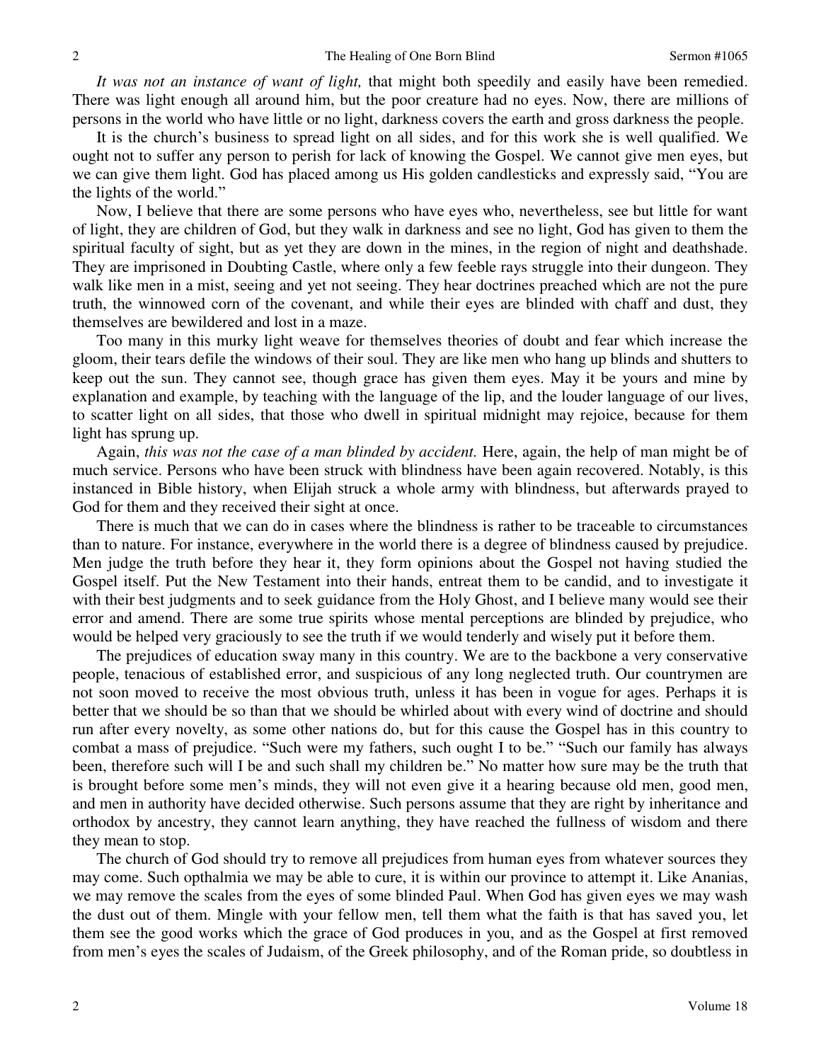*It was not an instance of want of light,* that might both speedily and easily have been remedied. There was light enough all around him, but the poor creature had no eyes. Now, there are millions of persons in the world who have little or no light, darkness covers the earth and gross darkness the people.

It is the church's business to spread light on all sides, and for this work she is well qualified. We ought not to suffer any person to perish for lack of knowing the Gospel. We cannot give men eyes, but we can give them light. God has placed among us His golden candlesticks and expressly said, "You are the lights of the world."

Now, I believe that there are some persons who have eyes who, nevertheless, see but little for want of light, they are children of God, but they walk in darkness and see no light, God has given to them the spiritual faculty of sight, but as yet they are down in the mines, in the region of night and deathshade. They are imprisoned in Doubting Castle, where only a few feeble rays struggle into their dungeon. They walk like men in a mist, seeing and yet not seeing. They hear doctrines preached which are not the pure truth, the winnowed corn of the covenant, and while their eyes are blinded with chaff and dust, they themselves are bewildered and lost in a maze.

Too many in this murky light weave for themselves theories of doubt and fear which increase the gloom, their tears defile the windows of their soul. They are like men who hang up blinds and shutters to keep out the sun. They cannot see, though grace has given them eyes. May it be yours and mine by explanation and example, by teaching with the language of the lip, and the louder language of our lives, to scatter light on all sides, that those who dwell in spiritual midnight may rejoice, because for them light has sprung up.

Again, *this was not the case of a man blinded by accident.* Here, again, the help of man might be of much service. Persons who have been struck with blindness have been again recovered. Notably, is this instanced in Bible history, when Elijah struck a whole army with blindness, but afterwards prayed to God for them and they received their sight at once.

There is much that we can do in cases where the blindness is rather to be traceable to circumstances than to nature. For instance, everywhere in the world there is a degree of blindness caused by prejudice. Men judge the truth before they hear it, they form opinions about the Gospel not having studied the Gospel itself. Put the New Testament into their hands, entreat them to be candid, and to investigate it with their best judgments and to seek guidance from the Holy Ghost, and I believe many would see their error and amend. There are some true spirits whose mental perceptions are blinded by prejudice, who would be helped very graciously to see the truth if we would tenderly and wisely put it before them.

The prejudices of education sway many in this country. We are to the backbone a very conservative people, tenacious of established error, and suspicious of any long neglected truth. Our countrymen are not soon moved to receive the most obvious truth, unless it has been in vogue for ages. Perhaps it is better that we should be so than that we should be whirled about with every wind of doctrine and should run after every novelty, as some other nations do, but for this cause the Gospel has in this country to combat a mass of prejudice. "Such were my fathers, such ought I to be." "Such our family has always been, therefore such will I be and such shall my children be." No matter how sure may be the truth that is brought before some men's minds, they will not even give it a hearing because old men, good men, and men in authority have decided otherwise. Such persons assume that they are right by inheritance and orthodox by ancestry, they cannot learn anything, they have reached the fullness of wisdom and there they mean to stop.

The church of God should try to remove all prejudices from human eyes from whatever sources they may come. Such opthalmia we may be able to cure, it is within our province to attempt it. Like Ananias, we may remove the scales from the eyes of some blinded Paul. When God has given eyes we may wash the dust out of them. Mingle with your fellow men, tell them what the faith is that has saved you, let them see the good works which the grace of God produces in you, and as the Gospel at first removed from men's eyes the scales of Judaism, of the Greek philosophy, and of the Roman pride, so doubtless in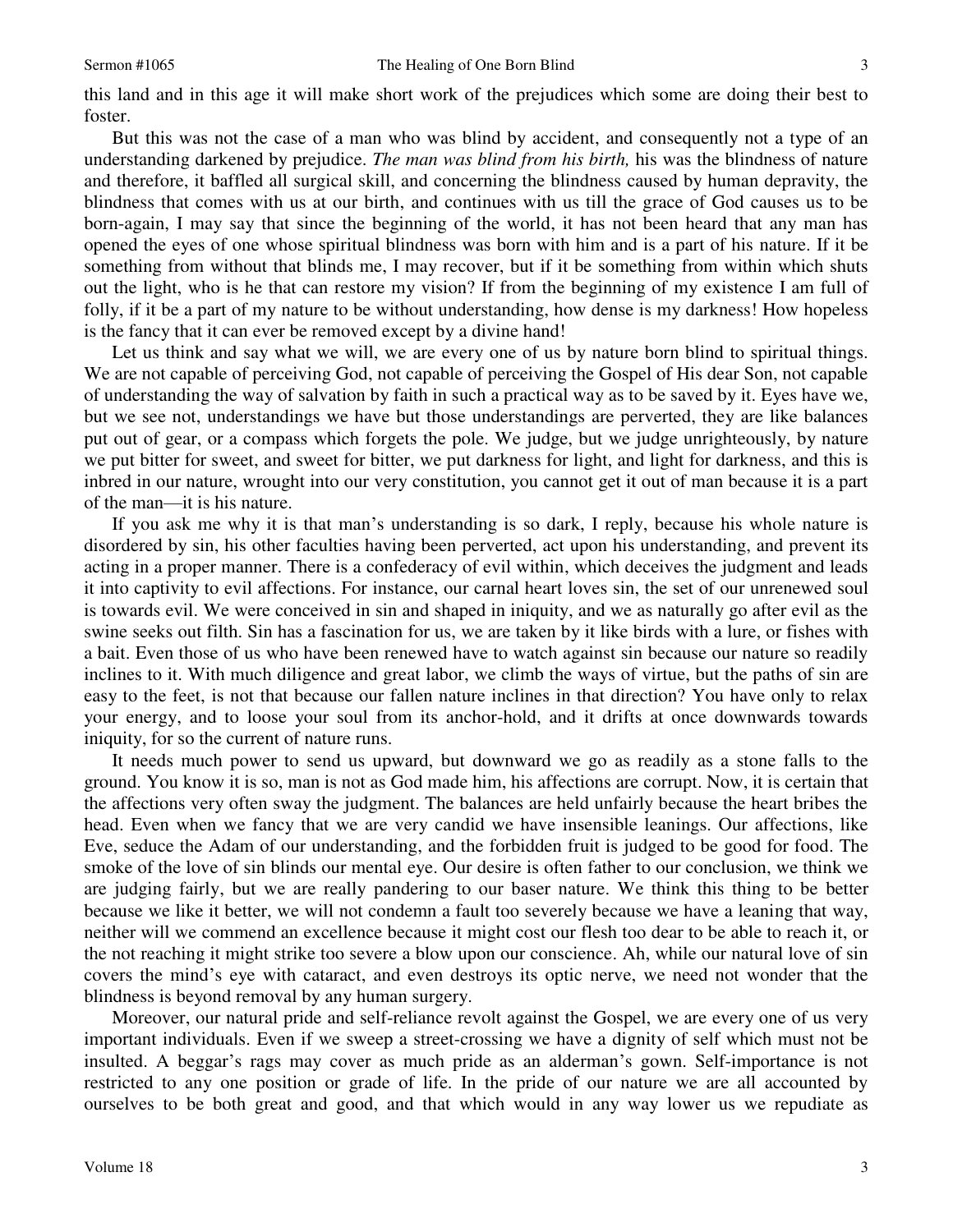this land and in this age it will make short work of the prejudices which some are doing their best to foster.

But this was not the case of a man who was blind by accident, and consequently not a type of an understanding darkened by prejudice. *The man was blind from his birth,* his was the blindness of nature and therefore, it baffled all surgical skill, and concerning the blindness caused by human depravity, the blindness that comes with us at our birth, and continues with us till the grace of God causes us to be born-again, I may say that since the beginning of the world, it has not been heard that any man has opened the eyes of one whose spiritual blindness was born with him and is a part of his nature. If it be something from without that blinds me, I may recover, but if it be something from within which shuts out the light, who is he that can restore my vision? If from the beginning of my existence I am full of folly, if it be a part of my nature to be without understanding, how dense is my darkness! How hopeless is the fancy that it can ever be removed except by a divine hand!

Let us think and say what we will, we are every one of us by nature born blind to spiritual things. We are not capable of perceiving God, not capable of perceiving the Gospel of His dear Son, not capable of understanding the way of salvation by faith in such a practical way as to be saved by it. Eyes have we, but we see not, understandings we have but those understandings are perverted, they are like balances put out of gear, or a compass which forgets the pole. We judge, but we judge unrighteously, by nature we put bitter for sweet, and sweet for bitter, we put darkness for light, and light for darkness, and this is inbred in our nature, wrought into our very constitution, you cannot get it out of man because it is a part of the man—it is his nature.

If you ask me why it is that man's understanding is so dark, I reply, because his whole nature is disordered by sin, his other faculties having been perverted, act upon his understanding, and prevent its acting in a proper manner. There is a confederacy of evil within, which deceives the judgment and leads it into captivity to evil affections. For instance, our carnal heart loves sin, the set of our unrenewed soul is towards evil. We were conceived in sin and shaped in iniquity, and we as naturally go after evil as the swine seeks out filth. Sin has a fascination for us, we are taken by it like birds with a lure, or fishes with a bait. Even those of us who have been renewed have to watch against sin because our nature so readily inclines to it. With much diligence and great labor, we climb the ways of virtue, but the paths of sin are easy to the feet, is not that because our fallen nature inclines in that direction? You have only to relax your energy, and to loose your soul from its anchor-hold, and it drifts at once downwards towards iniquity, for so the current of nature runs.

It needs much power to send us upward, but downward we go as readily as a stone falls to the ground. You know it is so, man is not as God made him, his affections are corrupt. Now, it is certain that the affections very often sway the judgment. The balances are held unfairly because the heart bribes the head. Even when we fancy that we are very candid we have insensible leanings. Our affections, like Eve, seduce the Adam of our understanding, and the forbidden fruit is judged to be good for food. The smoke of the love of sin blinds our mental eye. Our desire is often father to our conclusion, we think we are judging fairly, but we are really pandering to our baser nature. We think this thing to be better because we like it better, we will not condemn a fault too severely because we have a leaning that way, neither will we commend an excellence because it might cost our flesh too dear to be able to reach it, or the not reaching it might strike too severe a blow upon our conscience. Ah, while our natural love of sin covers the mind's eye with cataract, and even destroys its optic nerve, we need not wonder that the blindness is beyond removal by any human surgery.

Moreover, our natural pride and self-reliance revolt against the Gospel, we are every one of us very important individuals. Even if we sweep a street-crossing we have a dignity of self which must not be insulted. A beggar's rags may cover as much pride as an alderman's gown. Self-importance is not restricted to any one position or grade of life. In the pride of our nature we are all accounted by ourselves to be both great and good, and that which would in any way lower us we repudiate as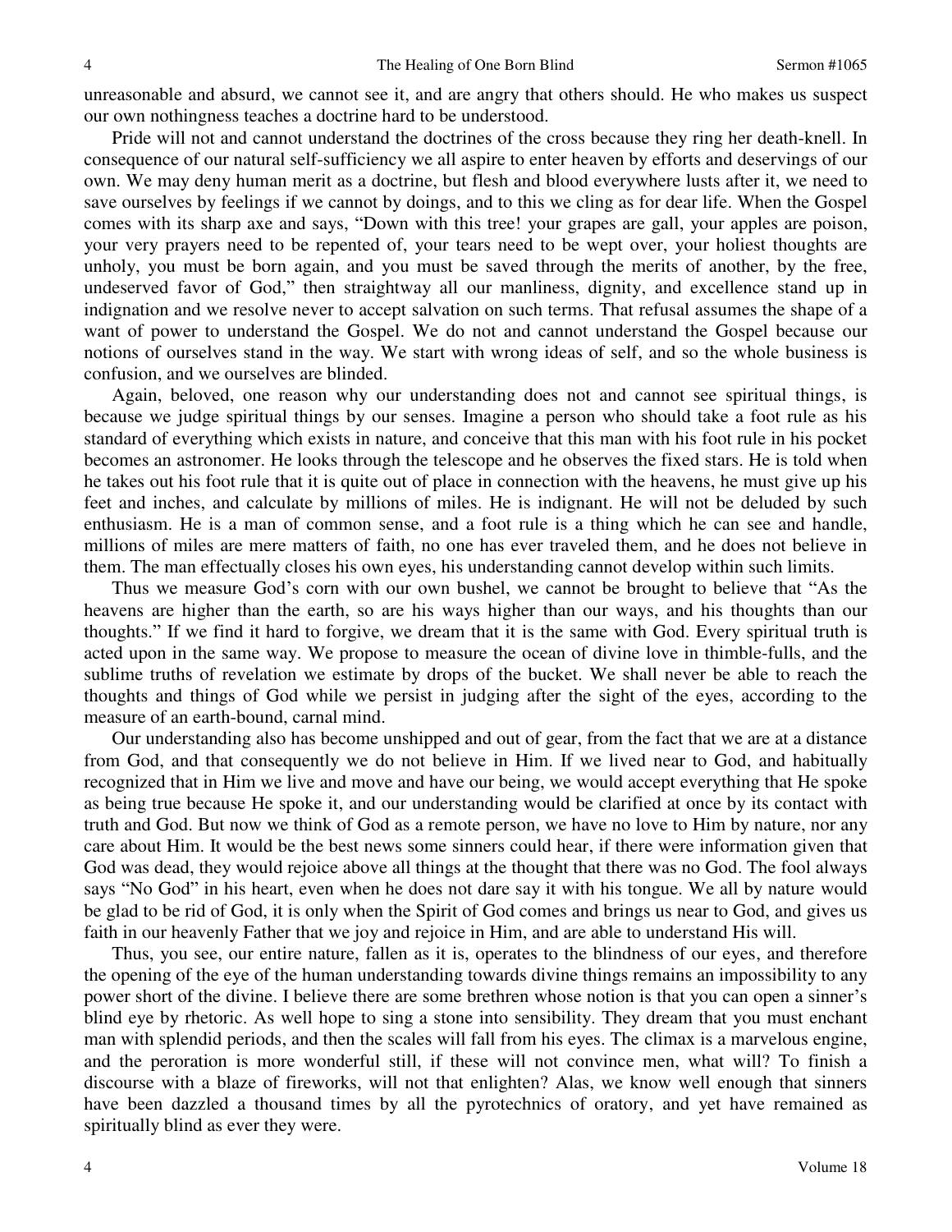unreasonable and absurd, we cannot see it, and are angry that others should. He who makes us suspect our own nothingness teaches a doctrine hard to be understood.

Pride will not and cannot understand the doctrines of the cross because they ring her death-knell. In consequence of our natural self-sufficiency we all aspire to enter heaven by efforts and deservings of our own. We may deny human merit as a doctrine, but flesh and blood everywhere lusts after it, we need to save ourselves by feelings if we cannot by doings, and to this we cling as for dear life. When the Gospel comes with its sharp axe and says, "Down with this tree! your grapes are gall, your apples are poison, your very prayers need to be repented of, your tears need to be wept over, your holiest thoughts are unholy, you must be born again, and you must be saved through the merits of another, by the free, undeserved favor of God," then straightway all our manliness, dignity, and excellence stand up in indignation and we resolve never to accept salvation on such terms. That refusal assumes the shape of a want of power to understand the Gospel. We do not and cannot understand the Gospel because our notions of ourselves stand in the way. We start with wrong ideas of self, and so the whole business is confusion, and we ourselves are blinded.

Again, beloved, one reason why our understanding does not and cannot see spiritual things, is because we judge spiritual things by our senses. Imagine a person who should take a foot rule as his standard of everything which exists in nature, and conceive that this man with his foot rule in his pocket becomes an astronomer. He looks through the telescope and he observes the fixed stars. He is told when he takes out his foot rule that it is quite out of place in connection with the heavens, he must give up his feet and inches, and calculate by millions of miles. He is indignant. He will not be deluded by such enthusiasm. He is a man of common sense, and a foot rule is a thing which he can see and handle, millions of miles are mere matters of faith, no one has ever traveled them, and he does not believe in them. The man effectually closes his own eyes, his understanding cannot develop within such limits.

Thus we measure God's corn with our own bushel, we cannot be brought to believe that "As the heavens are higher than the earth, so are his ways higher than our ways, and his thoughts than our thoughts." If we find it hard to forgive, we dream that it is the same with God. Every spiritual truth is acted upon in the same way. We propose to measure the ocean of divine love in thimble-fulls, and the sublime truths of revelation we estimate by drops of the bucket. We shall never be able to reach the thoughts and things of God while we persist in judging after the sight of the eyes, according to the measure of an earth-bound, carnal mind.

Our understanding also has become unshipped and out of gear, from the fact that we are at a distance from God, and that consequently we do not believe in Him. If we lived near to God, and habitually recognized that in Him we live and move and have our being, we would accept everything that He spoke as being true because He spoke it, and our understanding would be clarified at once by its contact with truth and God. But now we think of God as a remote person, we have no love to Him by nature, nor any care about Him. It would be the best news some sinners could hear, if there were information given that God was dead, they would rejoice above all things at the thought that there was no God. The fool always says "No God" in his heart, even when he does not dare say it with his tongue. We all by nature would be glad to be rid of God, it is only when the Spirit of God comes and brings us near to God, and gives us faith in our heavenly Father that we joy and rejoice in Him, and are able to understand His will.

Thus, you see, our entire nature, fallen as it is, operates to the blindness of our eyes, and therefore the opening of the eye of the human understanding towards divine things remains an impossibility to any power short of the divine. I believe there are some brethren whose notion is that you can open a sinner's blind eye by rhetoric. As well hope to sing a stone into sensibility. They dream that you must enchant man with splendid periods, and then the scales will fall from his eyes. The climax is a marvelous engine, and the peroration is more wonderful still, if these will not convince men, what will? To finish a discourse with a blaze of fireworks, will not that enlighten? Alas, we know well enough that sinners have been dazzled a thousand times by all the pyrotechnics of oratory, and yet have remained as spiritually blind as ever they were.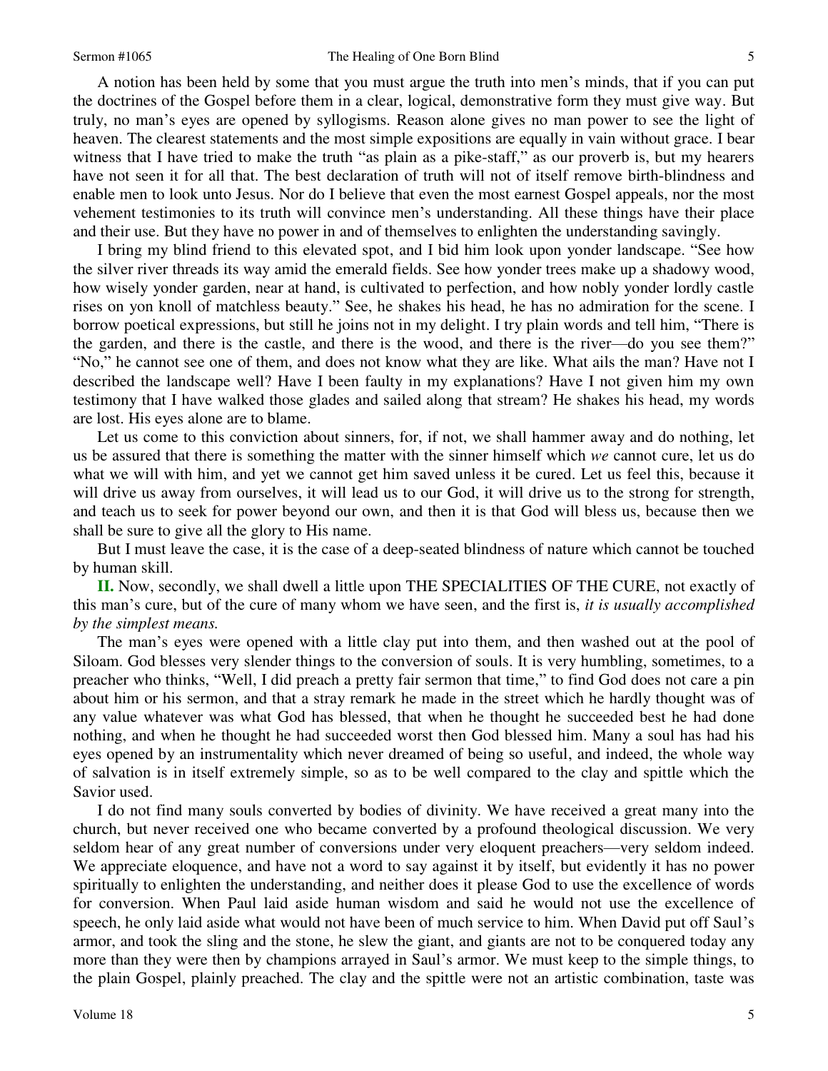A notion has been held by some that you must argue the truth into men's minds, that if you can put the doctrines of the Gospel before them in a clear, logical, demonstrative form they must give way. But truly, no man's eyes are opened by syllogisms. Reason alone gives no man power to see the light of heaven. The clearest statements and the most simple expositions are equally in vain without grace. I bear witness that I have tried to make the truth "as plain as a pike-staff," as our proverb is, but my hearers have not seen it for all that. The best declaration of truth will not of itself remove birth-blindness and enable men to look unto Jesus. Nor do I believe that even the most earnest Gospel appeals, nor the most vehement testimonies to its truth will convince men's understanding. All these things have their place and their use. But they have no power in and of themselves to enlighten the understanding savingly.

I bring my blind friend to this elevated spot, and I bid him look upon yonder landscape. "See how the silver river threads its way amid the emerald fields. See how yonder trees make up a shadowy wood, how wisely yonder garden, near at hand, is cultivated to perfection, and how nobly yonder lordly castle rises on yon knoll of matchless beauty." See, he shakes his head, he has no admiration for the scene. I borrow poetical expressions, but still he joins not in my delight. I try plain words and tell him, "There is the garden, and there is the castle, and there is the wood, and there is the river—do you see them?" "No," he cannot see one of them, and does not know what they are like. What ails the man? Have not I described the landscape well? Have I been faulty in my explanations? Have I not given him my own testimony that I have walked those glades and sailed along that stream? He shakes his head, my words are lost. His eyes alone are to blame.

Let us come to this conviction about sinners, for, if not, we shall hammer away and do nothing, let us be assured that there is something the matter with the sinner himself which *we* cannot cure, let us do what we will with him, and yet we cannot get him saved unless it be cured. Let us feel this, because it will drive us away from ourselves, it will lead us to our God, it will drive us to the strong for strength, and teach us to seek for power beyond our own, and then it is that God will bless us, because then we shall be sure to give all the glory to His name.

But I must leave the case, it is the case of a deep-seated blindness of nature which cannot be touched by human skill.

**II.** Now, secondly, we shall dwell a little upon THE SPECIALITIES OF THE CURE, not exactly of this man's cure, but of the cure of many whom we have seen, and the first is, *it is usually accomplished by the simplest means.*

The man's eyes were opened with a little clay put into them, and then washed out at the pool of Siloam. God blesses very slender things to the conversion of souls. It is very humbling, sometimes, to a preacher who thinks, "Well, I did preach a pretty fair sermon that time," to find God does not care a pin about him or his sermon, and that a stray remark he made in the street which he hardly thought was of any value whatever was what God has blessed, that when he thought he succeeded best he had done nothing, and when he thought he had succeeded worst then God blessed him. Many a soul has had his eyes opened by an instrumentality which never dreamed of being so useful, and indeed, the whole way of salvation is in itself extremely simple, so as to be well compared to the clay and spittle which the Savior used.

I do not find many souls converted by bodies of divinity. We have received a great many into the church, but never received one who became converted by a profound theological discussion. We very seldom hear of any great number of conversions under very eloquent preachers—very seldom indeed. We appreciate eloquence, and have not a word to say against it by itself, but evidently it has no power spiritually to enlighten the understanding, and neither does it please God to use the excellence of words for conversion. When Paul laid aside human wisdom and said he would not use the excellence of speech, he only laid aside what would not have been of much service to him. When David put off Saul's armor, and took the sling and the stone, he slew the giant, and giants are not to be conquered today any more than they were then by champions arrayed in Saul's armor. We must keep to the simple things, to the plain Gospel, plainly preached. The clay and the spittle were not an artistic combination, taste was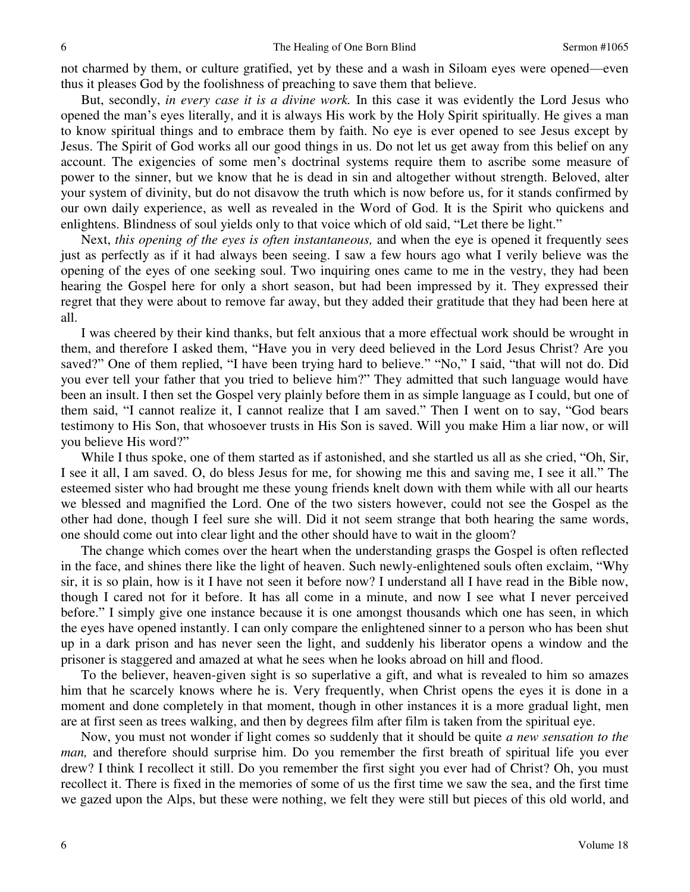not charmed by them, or culture gratified, yet by these and a wash in Siloam eyes were opened—even thus it pleases God by the foolishness of preaching to save them that believe.

But, secondly, *in every case it is a divine work.* In this case it was evidently the Lord Jesus who opened the man's eyes literally, and it is always His work by the Holy Spirit spiritually. He gives a man to know spiritual things and to embrace them by faith. No eye is ever opened to see Jesus except by Jesus. The Spirit of God works all our good things in us. Do not let us get away from this belief on any account. The exigencies of some men's doctrinal systems require them to ascribe some measure of power to the sinner, but we know that he is dead in sin and altogether without strength. Beloved, alter your system of divinity, but do not disavow the truth which is now before us, for it stands confirmed by our own daily experience, as well as revealed in the Word of God. It is the Spirit who quickens and enlightens. Blindness of soul yields only to that voice which of old said, "Let there be light."

Next, *this opening of the eyes is often instantaneous,* and when the eye is opened it frequently sees just as perfectly as if it had always been seeing. I saw a few hours ago what I verily believe was the opening of the eyes of one seeking soul. Two inquiring ones came to me in the vestry, they had been hearing the Gospel here for only a short season, but had been impressed by it. They expressed their regret that they were about to remove far away, but they added their gratitude that they had been here at all.

I was cheered by their kind thanks, but felt anxious that a more effectual work should be wrought in them, and therefore I asked them, "Have you in very deed believed in the Lord Jesus Christ? Are you saved?" One of them replied, "I have been trying hard to believe." "No," I said, "that will not do. Did you ever tell your father that you tried to believe him?" They admitted that such language would have been an insult. I then set the Gospel very plainly before them in as simple language as I could, but one of them said, "I cannot realize it, I cannot realize that I am saved." Then I went on to say, "God bears testimony to His Son, that whosoever trusts in His Son is saved. Will you make Him a liar now, or will you believe His word?"

While I thus spoke, one of them started as if astonished, and she startled us all as she cried, "Oh, Sir, I see it all, I am saved. O, do bless Jesus for me, for showing me this and saving me, I see it all." The esteemed sister who had brought me these young friends knelt down with them while with all our hearts we blessed and magnified the Lord. One of the two sisters however, could not see the Gospel as the other had done, though I feel sure she will. Did it not seem strange that both hearing the same words, one should come out into clear light and the other should have to wait in the gloom?

The change which comes over the heart when the understanding grasps the Gospel is often reflected in the face, and shines there like the light of heaven. Such newly-enlightened souls often exclaim, "Why sir, it is so plain, how is it I have not seen it before now? I understand all I have read in the Bible now, though I cared not for it before. It has all come in a minute, and now I see what I never perceived before." I simply give one instance because it is one amongst thousands which one has seen, in which the eyes have opened instantly. I can only compare the enlightened sinner to a person who has been shut up in a dark prison and has never seen the light, and suddenly his liberator opens a window and the prisoner is staggered and amazed at what he sees when he looks abroad on hill and flood.

To the believer, heaven-given sight is so superlative a gift, and what is revealed to him so amazes him that he scarcely knows where he is. Very frequently, when Christ opens the eyes it is done in a moment and done completely in that moment, though in other instances it is a more gradual light, men are at first seen as trees walking, and then by degrees film after film is taken from the spiritual eye.

Now, you must not wonder if light comes so suddenly that it should be quite *a new sensation to the man,* and therefore should surprise him. Do you remember the first breath of spiritual life you ever drew? I think I recollect it still. Do you remember the first sight you ever had of Christ? Oh, you must recollect it. There is fixed in the memories of some of us the first time we saw the sea, and the first time we gazed upon the Alps, but these were nothing, we felt they were still but pieces of this old world, and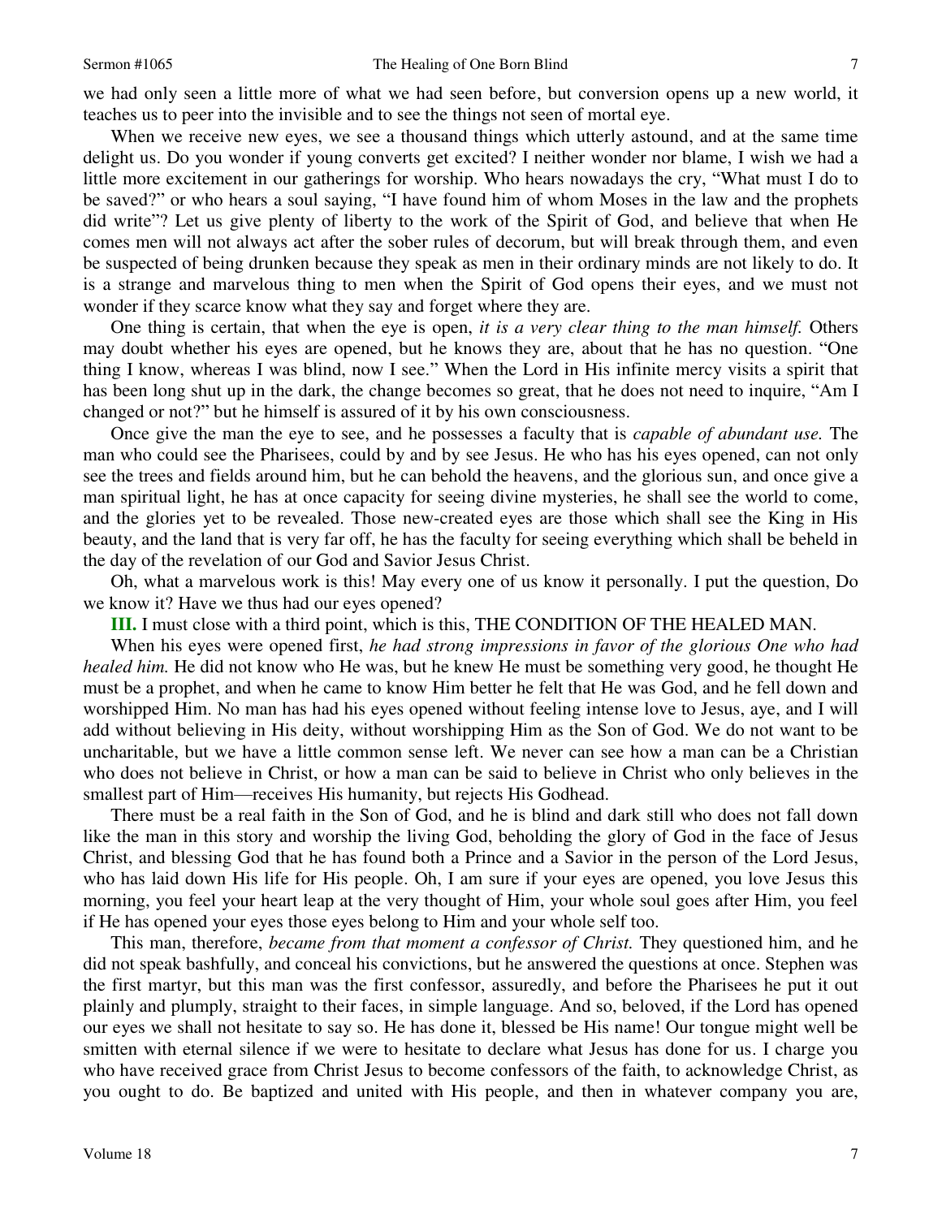we had only seen a little more of what we had seen before, but conversion opens up a new world, it teaches us to peer into the invisible and to see the things not seen of mortal eye.

When we receive new eyes, we see a thousand things which utterly astound, and at the same time delight us. Do you wonder if young converts get excited? I neither wonder nor blame, I wish we had a little more excitement in our gatherings for worship. Who hears nowadays the cry, "What must I do to be saved?" or who hears a soul saying, "I have found him of whom Moses in the law and the prophets did write"? Let us give plenty of liberty to the work of the Spirit of God, and believe that when He comes men will not always act after the sober rules of decorum, but will break through them, and even be suspected of being drunken because they speak as men in their ordinary minds are not likely to do. It is a strange and marvelous thing to men when the Spirit of God opens their eyes, and we must not wonder if they scarce know what they say and forget where they are.

One thing is certain, that when the eye is open, *it is a very clear thing to the man himself.* Others may doubt whether his eyes are opened, but he knows they are, about that he has no question. "One thing I know, whereas I was blind, now I see." When the Lord in His infinite mercy visits a spirit that has been long shut up in the dark, the change becomes so great, that he does not need to inquire, "Am I changed or not?" but he himself is assured of it by his own consciousness.

Once give the man the eye to see, and he possesses a faculty that is *capable of abundant use.* The man who could see the Pharisees, could by and by see Jesus. He who has his eyes opened, can not only see the trees and fields around him, but he can behold the heavens, and the glorious sun, and once give a man spiritual light, he has at once capacity for seeing divine mysteries, he shall see the world to come, and the glories yet to be revealed. Those new-created eyes are those which shall see the King in His beauty, and the land that is very far off, he has the faculty for seeing everything which shall be beheld in the day of the revelation of our God and Savior Jesus Christ.

Oh, what a marvelous work is this! May every one of us know it personally. I put the question, Do we know it? Have we thus had our eyes opened?

**III.** I must close with a third point, which is this, THE CONDITION OF THE HEALED MAN.

When his eyes were opened first, *he had strong impressions in favor of the glorious One who had healed him.* He did not know who He was, but he knew He must be something very good, he thought He must be a prophet, and when he came to know Him better he felt that He was God, and he fell down and worshipped Him. No man has had his eyes opened without feeling intense love to Jesus, aye, and I will add without believing in His deity, without worshipping Him as the Son of God. We do not want to be uncharitable, but we have a little common sense left. We never can see how a man can be a Christian who does not believe in Christ, or how a man can be said to believe in Christ who only believes in the smallest part of Him—receives His humanity, but rejects His Godhead.

There must be a real faith in the Son of God, and he is blind and dark still who does not fall down like the man in this story and worship the living God, beholding the glory of God in the face of Jesus Christ, and blessing God that he has found both a Prince and a Savior in the person of the Lord Jesus, who has laid down His life for His people. Oh, I am sure if your eyes are opened, you love Jesus this morning, you feel your heart leap at the very thought of Him, your whole soul goes after Him, you feel if He has opened your eyes those eyes belong to Him and your whole self too.

This man, therefore, *became from that moment a confessor of Christ.* They questioned him, and he did not speak bashfully, and conceal his convictions, but he answered the questions at once. Stephen was the first martyr, but this man was the first confessor, assuredly, and before the Pharisees he put it out plainly and plumply, straight to their faces, in simple language. And so, beloved, if the Lord has opened our eyes we shall not hesitate to say so. He has done it, blessed be His name! Our tongue might well be smitten with eternal silence if we were to hesitate to declare what Jesus has done for us. I charge you who have received grace from Christ Jesus to become confessors of the faith, to acknowledge Christ, as you ought to do. Be baptized and united with His people, and then in whatever company you are,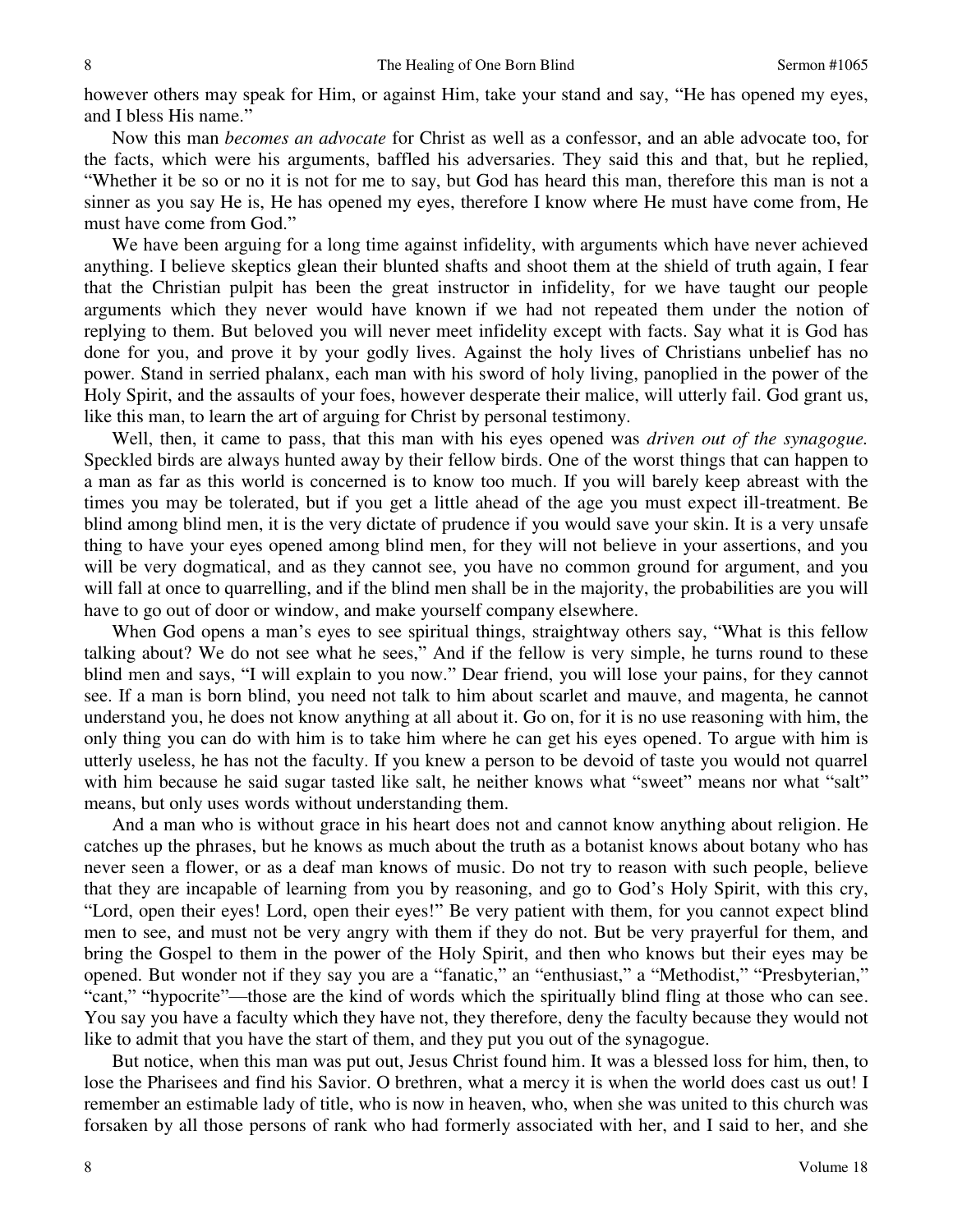however others may speak for Him, or against Him, take your stand and say, "He has opened my eyes, and I bless His name."

Now this man *becomes an advocate* for Christ as well as a confessor, and an able advocate too, for the facts, which were his arguments, baffled his adversaries. They said this and that, but he replied, "Whether it be so or no it is not for me to say, but God has heard this man, therefore this man is not a sinner as you say He is, He has opened my eyes, therefore I know where He must have come from, He must have come from God."

We have been arguing for a long time against infidelity, with arguments which have never achieved anything. I believe skeptics glean their blunted shafts and shoot them at the shield of truth again, I fear that the Christian pulpit has been the great instructor in infidelity, for we have taught our people arguments which they never would have known if we had not repeated them under the notion of replying to them. But beloved you will never meet infidelity except with facts. Say what it is God has done for you, and prove it by your godly lives. Against the holy lives of Christians unbelief has no power. Stand in serried phalanx, each man with his sword of holy living, panoplied in the power of the Holy Spirit, and the assaults of your foes, however desperate their malice, will utterly fail. God grant us, like this man, to learn the art of arguing for Christ by personal testimony.

Well, then, it came to pass, that this man with his eyes opened was *driven out of the synagogue.* Speckled birds are always hunted away by their fellow birds. One of the worst things that can happen to a man as far as this world is concerned is to know too much. If you will barely keep abreast with the times you may be tolerated, but if you get a little ahead of the age you must expect ill-treatment. Be blind among blind men, it is the very dictate of prudence if you would save your skin. It is a very unsafe thing to have your eyes opened among blind men, for they will not believe in your assertions, and you will be very dogmatical, and as they cannot see, you have no common ground for argument, and you will fall at once to quarrelling, and if the blind men shall be in the majority, the probabilities are you will have to go out of door or window, and make yourself company elsewhere.

When God opens a man's eyes to see spiritual things, straightway others say, "What is this fellow talking about? We do not see what he sees," And if the fellow is very simple, he turns round to these blind men and says, "I will explain to you now." Dear friend, you will lose your pains, for they cannot see. If a man is born blind, you need not talk to him about scarlet and mauve, and magenta, he cannot understand you, he does not know anything at all about it. Go on, for it is no use reasoning with him, the only thing you can do with him is to take him where he can get his eyes opened. To argue with him is utterly useless, he has not the faculty. If you knew a person to be devoid of taste you would not quarrel with him because he said sugar tasted like salt, he neither knows what "sweet" means nor what "salt" means, but only uses words without understanding them.

And a man who is without grace in his heart does not and cannot know anything about religion. He catches up the phrases, but he knows as much about the truth as a botanist knows about botany who has never seen a flower, or as a deaf man knows of music. Do not try to reason with such people, believe that they are incapable of learning from you by reasoning, and go to God's Holy Spirit, with this cry, "Lord, open their eyes! Lord, open their eyes!" Be very patient with them, for you cannot expect blind men to see, and must not be very angry with them if they do not. But be very prayerful for them, and bring the Gospel to them in the power of the Holy Spirit, and then who knows but their eyes may be opened. But wonder not if they say you are a "fanatic," an "enthusiast," a "Methodist," "Presbyterian," "cant," "hypocrite"—those are the kind of words which the spiritually blind fling at those who can see. You say you have a faculty which they have not, they therefore, deny the faculty because they would not like to admit that you have the start of them, and they put you out of the synagogue.

But notice, when this man was put out, Jesus Christ found him. It was a blessed loss for him, then, to lose the Pharisees and find his Savior. O brethren, what a mercy it is when the world does cast us out! I remember an estimable lady of title, who is now in heaven, who, when she was united to this church was forsaken by all those persons of rank who had formerly associated with her, and I said to her, and she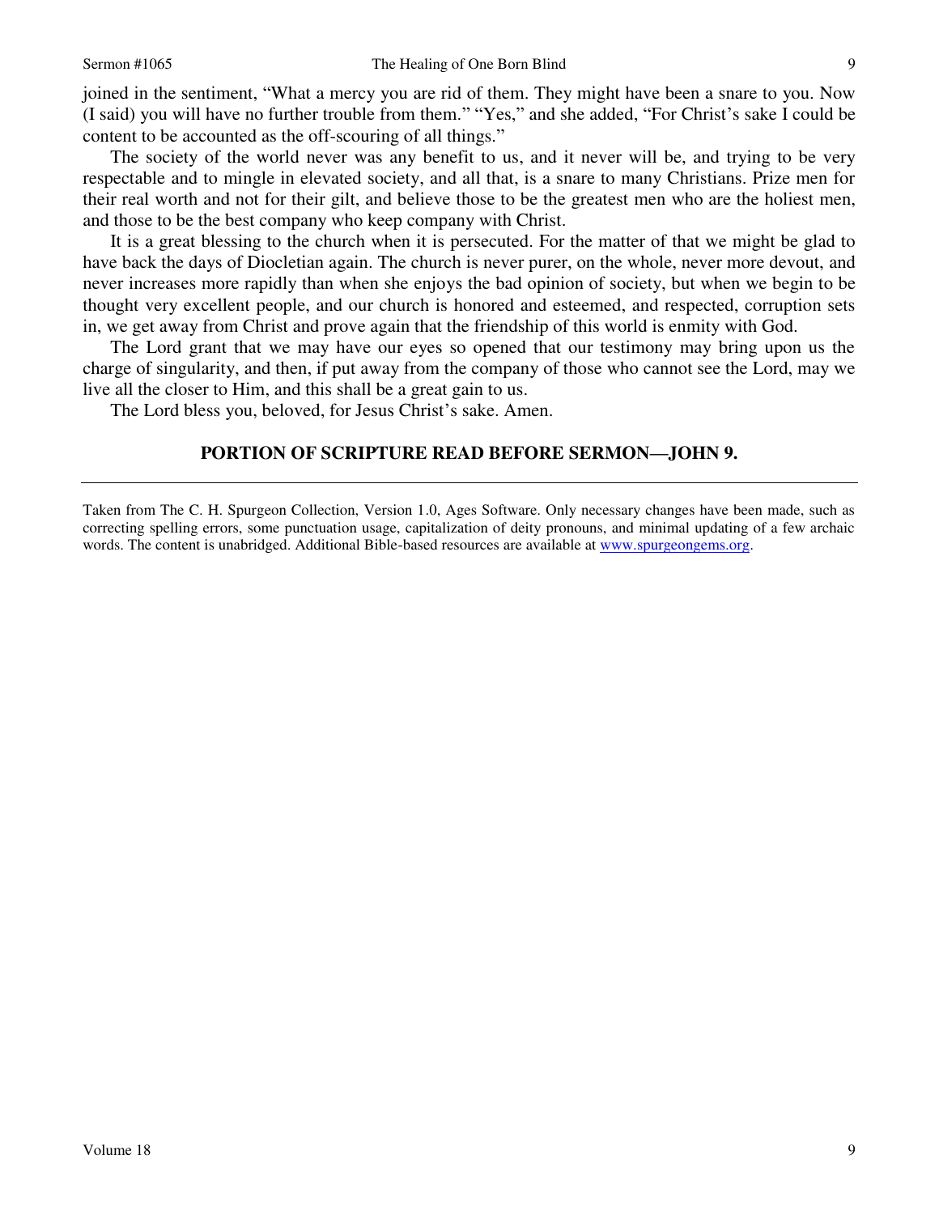joined in the sentiment, "What a mercy you are rid of them. They might have been a snare to you. Now (I said) you will have no further trouble from them." "Yes," and she added, "For Christ's sake I could be content to be accounted as the off-scouring of all things."

The society of the world never was any benefit to us, and it never will be, and trying to be very respectable and to mingle in elevated society, and all that, is a snare to many Christians. Prize men for their real worth and not for their gilt, and believe those to be the greatest men who are the holiest men, and those to be the best company who keep company with Christ.

It is a great blessing to the church when it is persecuted. For the matter of that we might be glad to have back the days of Diocletian again. The church is never purer, on the whole, never more devout, and never increases more rapidly than when she enjoys the bad opinion of society, but when we begin to be thought very excellent people, and our church is honored and esteemed, and respected, corruption sets in, we get away from Christ and prove again that the friendship of this world is enmity with God.

The Lord grant that we may have our eyes so opened that our testimony may bring upon us the charge of singularity, and then, if put away from the company of those who cannot see the Lord, may we live all the closer to Him, and this shall be a great gain to us.

The Lord bless you, beloved, for Jesus Christ's sake. Amen.

## PORTION OF SCRIPTURE READ BEFORE SERMON—JOHN 9.

---

Taken from The C. H. Spurgeon Collection, Version 1.0, Ages Software. Only necessary changes have been made, such as correcting spelling errors, some punctuation usage, capitalization of deity pronouns, and minimal updating of a few archaic words. The content is unabridged. Additional Bible-based resources are available at www.spurgeongems.org.